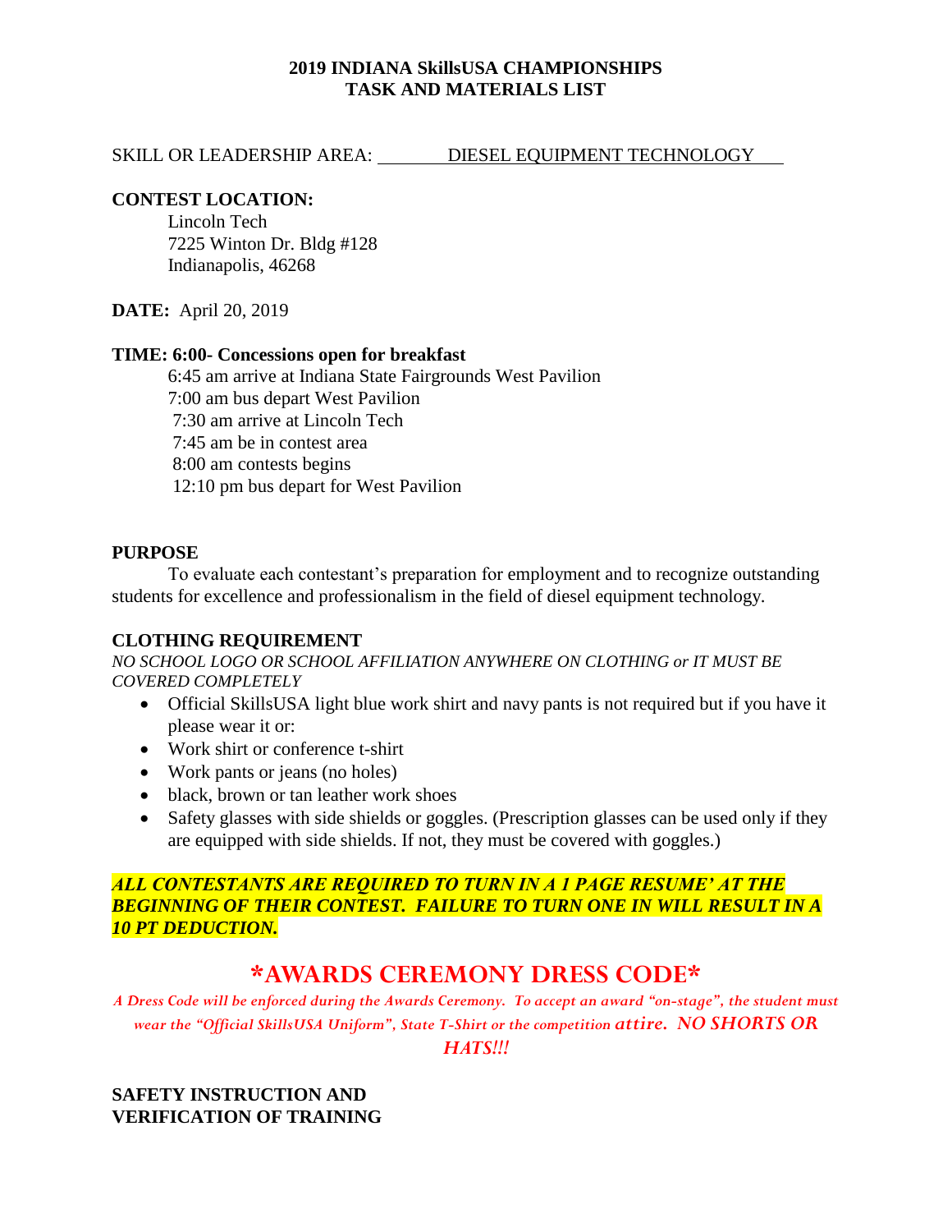# 2019 INDIANA SkillsUSA CHAMPIONSHIPS
# TASK AND MATERIALS LIST

SKILL OR LEADERSHIP AREA: DIESEL EQUIPMENT TECHNOLOGY

**CONTEST LOCATION:**

Lincoln Tech
7225 Winton Dr. Bldg #128
Indianapolis, 46268

**DATE:** April 20, 2019

**TIME: 6:00- Concessions open for breakfast**

6:45 am arrive at Indiana State Fairgrounds West Pavilion
7:00 am bus depart West Pavilion
7:30 am arrive at Lincoln Tech
7:45 am be in contest area
8:00 am contests begins
12:10 pm bus depart for West Pavilion

## PURPOSE

To evaluate each contestant's preparation for employment and to recognize outstanding students for excellence and professionalism in the field of diesel equipment technology.

## CLOTHING REQUIREMENT

*NO SCHOOL LOGO OR SCHOOL AFFILIATION ANYWHERE ON CLOTHING or IT MUST BE COVERED COMPLETELY*

- Official SkillsUSA light blue work shirt and navy pants is not required but if you have it please wear it or:
- Work shirt or conference t-shirt
- Work pants or jeans (no holes)
- black, brown or tan leather work shoes
- Safety glasses with side shields or goggles. (Prescription glasses can be used only if they are equipped with side shields. If not, they must be covered with goggles.)

***ALL CONTESTANTS ARE REQUIRED TO TURN IN A 1 PAGE RESUME' AT THE BEGINNING OF THEIR CONTEST. FAILURE TO TURN ONE IN WILL RESULT IN A 10 PT DEDUCTION.***

## \*AWARDS CEREMONY DRESS CODE\*

*A Dress Code will be enforced during the Awards Ceremony. To accept an award "on-stage", the student must wear the "Official SkillsUSA Uniform", State T-Shirt or the competition attire. NO SHORTS OR HATS!!!*

## SAFETY INSTRUCTION AND VERIFICATION OF TRAINING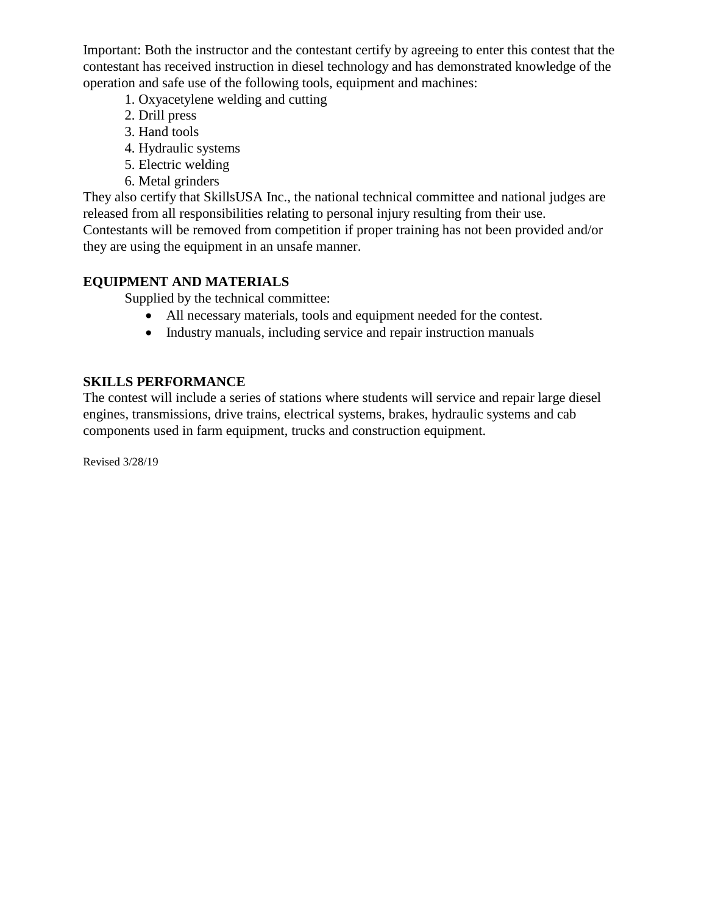Important: Both the instructor and the contestant certify by agreeing to enter this contest that the contestant has received instruction in diesel technology and has demonstrated knowledge of the operation and safe use of the following tools, equipment and machines:

1. Oxyacetylene welding and cutting
2. Drill press
3. Hand tools
4. Hydraulic systems
5. Electric welding
6. Metal grinders

They also certify that SkillsUSA Inc., the national technical committee and national judges are released from all responsibilities relating to personal injury resulting from their use. Contestants will be removed from competition if proper training has not been provided and/or they are using the equipment in an unsafe manner.

**EQUIPMENT AND MATERIALS**

Supplied by the technical committee:

- All necessary materials, tools and equipment needed for the contest.
- Industry manuals, including service and repair instruction manuals

**SKILLS PERFORMANCE**

The contest will include a series of stations where students will service and repair large diesel engines, transmissions, drive trains, electrical systems, brakes, hydraulic systems and cab components used in farm equipment, trucks and construction equipment.

Revised 3/28/19